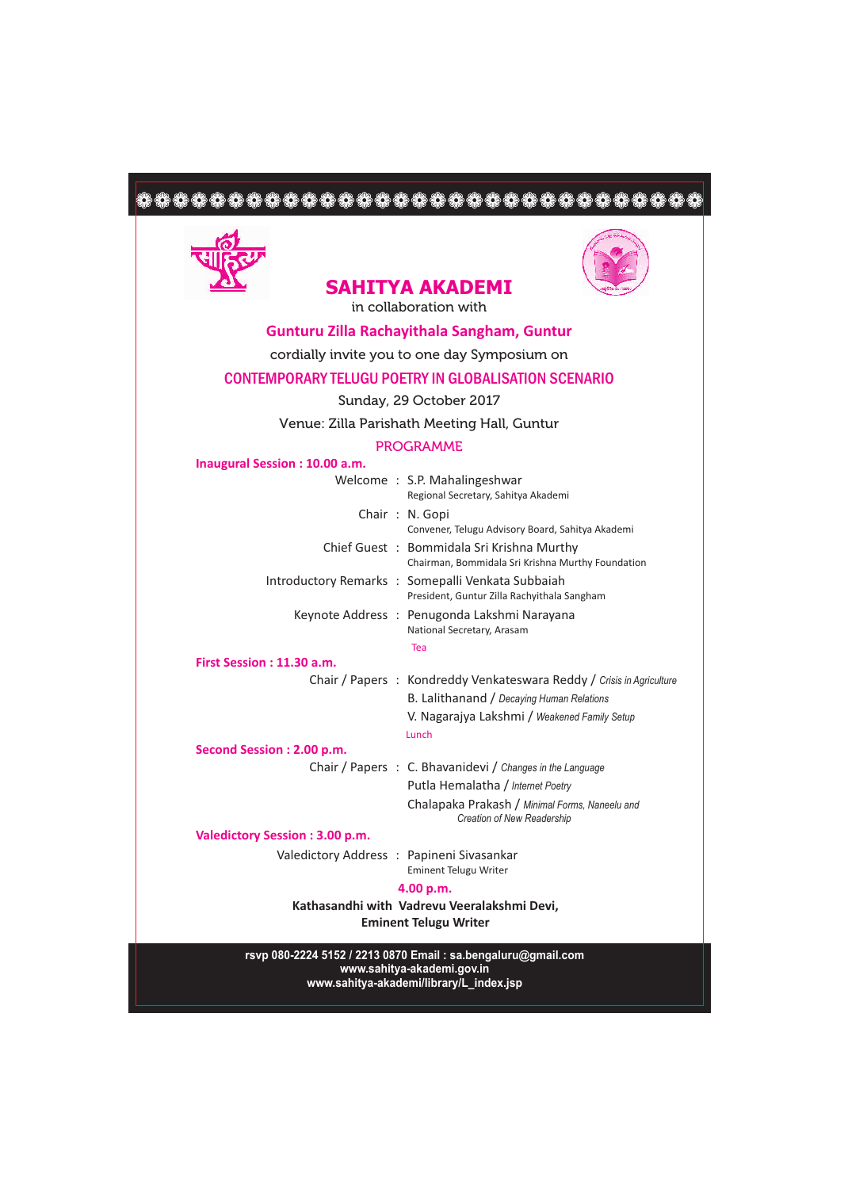# SAHITYA AKADEMI

in collaboration with

## Gunturu Zilla Rachayithala Sangham, Guntur

cordially invite you to one day Symposium on

## CONTEMPORARY TELUGU POETRY IN GLOBALISATION SCENARIO

Sunday, 29 October 2017

Venue: Zilla Parishath Meeting Hall, Guntur

### PROGRAMME

**Inaugural Session : 10.00 a.m.**

Welcome : S.P. Mahalingeshwar
Regional Secretary, Sahitya Akademi

Chair : N. Gopi
Convener, Telugu Advisory Board, Sahitya Akademi

Chief Guest : Bommidala Sri Krishna Murthy
Chairman, Bommidala Sri Krishna Murthy Foundation

Introductory Remarks : Somepalli Venkata Subbaiah
President, Guntur Zilla Rachyithala Sangham

Keynote Address : Penugonda Lakshmi Narayana
National Secretary, Arasam

Tea

**First Session : 11.30 a.m.**

Chair / Papers : Kondreddy Venkateswara Reddy / *Crisis in Agriculture*
B. Lalithanand / *Decaying Human Relations*
V. Nagarajya Lakshmi / *Weakened Family Setup*

Lunch

**Second Session : 2.00 p.m.**

Chair / Papers : C. Bhavanidevi / *Changes in the Language*
Putla Hemalatha / *Internet Poetry*
Chalapaka Prakash / *Minimal Forms, Naneelu and Creation of New Readership*

**Valedictory Session : 3.00 p.m.**

Valedictory Address : Papineni Sivasankar
Eminent Telugu Writer

**4.00 p.m.**

**Kathasandhi with Vadrevu Veeralakshmi Devi, Eminent Telugu Writer**

**rsvp 080-2224 5152 / 2213 0870 Email : sa.bengaluru@gmail.com**
**www.sahitya-akademi.gov.in**
**www.sahitya-akademi/library/L_index.jsp**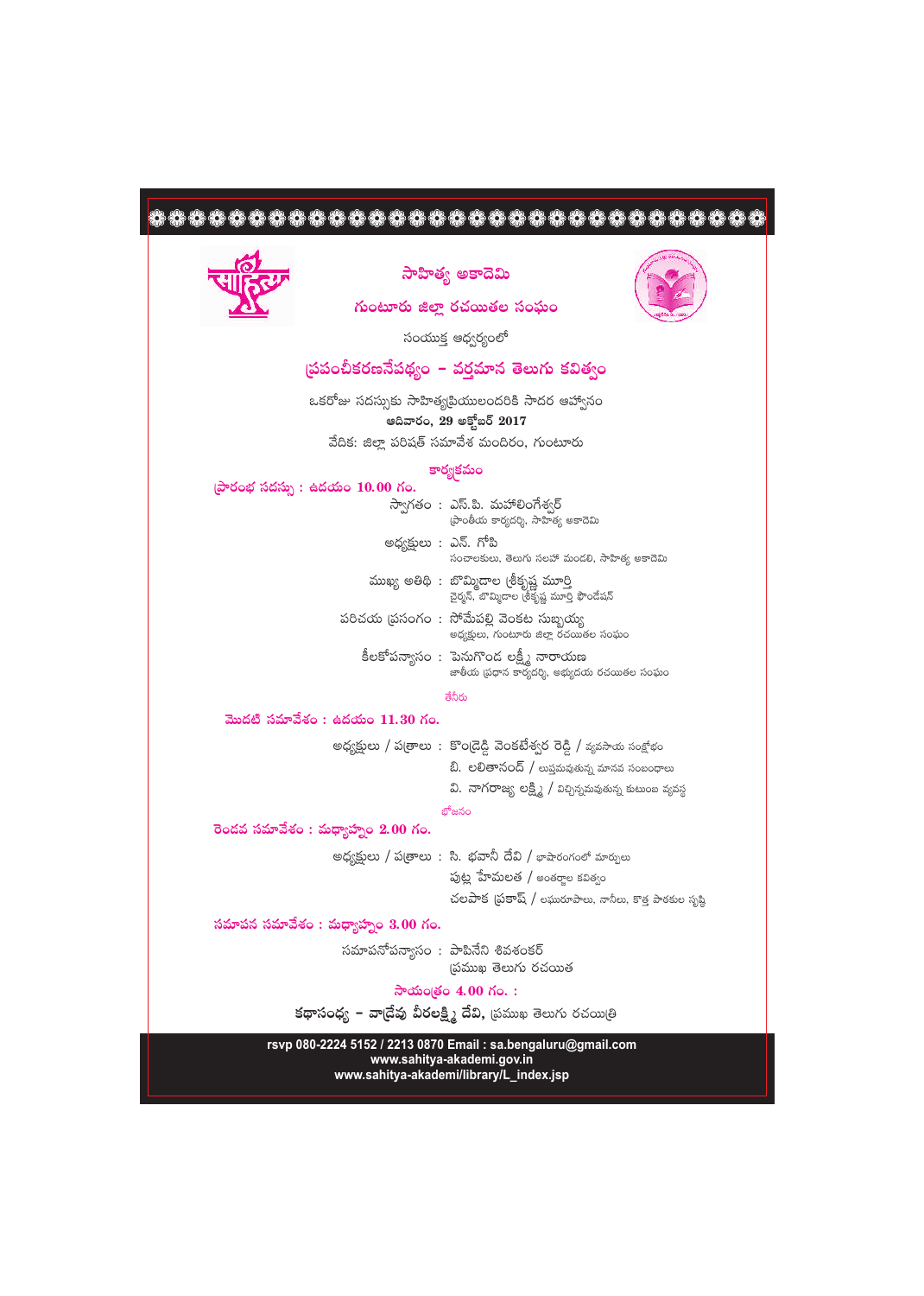## సాహిత్య అకాదెమి

## గుంటూరు జిల్లా రచయితల సంఘం

సంయుక్త ఆధ్వర్యంలో

# ప్రపంచీకరణనేపథ్యం – వర్తమాన తెలుగు కవిత్వం

ఒకరోజు సదస్సుకు సాహిత్యప్రియులందరికి సాదర ఆహ్వానం

**ఆదివారం, 29 అక్టోబర్ 2017**

వేదిక: జిల్లా పరిషత్ సమావేశ మందిరం, గుంటూరు

### కార్యక్రమం

**ప్రారంభ సదస్సు : ఉదయం 10.00 గం.**

స్వాగతం : ఎస్.పి. మహాలింగేశ్వర్
ప్రాంతీయ కార్యదర్శి, సాహిత్య అకాదెమి

అధ్యక్షులు : ఎన్. గోపి
సంచాలకులు, తెలుగు సలహా మండలి, సాహిత్య అకాదెమి

ముఖ్య అతిథి : బొమ్మిదాల శ్రీకృష్ణ మూర్తి
చైర్మన్, బొమ్మిదాల శ్రీకృష్ణ మూర్తి ఫౌండేషన్

పరిచయ ప్రసంగం : సోమేపల్లి వెంకట సుబ్బయ్య
అధ్యక్షులు, గుంటూరు జిల్లా రచయితల సంఘం

కీలకోపన్యాసం : పెనుగొండ లక్ష్మీ నారాయణ
జాతీయ ప్రధాన కార్యదర్శి, అభ్యుదయ రచయితల సంఘం

తేనీరు

**మొదటి సమావేశం : ఉదయం 11.30 గం.**

అధ్యక్షులు / పత్రాలు : కొండ్రెడ్డి వెంకటేశ్వర రెడ్డి / వ్యవసాయ సంక్షోభం
బి. లలితానంద్ / లుప్తమవుతున్న మానవ సంబంధాలు
వి. నాగరాజ్య లక్ష్మి / విచ్ఛిన్నమవుతున్న కుటుంబ వ్యవస్థ

భోజనం

**రెండవ సమావేశం : మధ్యాహ్నం 2.00 గం.**

అధ్యక్షులు / పత్రాలు : సి. భవానీ దేవి / భాషారంగంలో మార్పులు
పుట్ల హేమలత / అంతర్జాల కవిత్వం
చలపాక ప్రకాష్ / లఘురూపాలు, నానీలు, కొత్త పాఠకుల సృష్టి

**సమాపన సమావేశం : మధ్యాహ్నం 3.00 గం.**

సమాపనోపన్యాసం : పాపినేని శివశంకర్
ప్రముఖ తెలుగు రచయిత

**సాయంత్రం 4.00 గం. :**

**కథాసంధ్య – వాడ్రేవు వీరలక్ష్మి దేవి,** ప్రముఖ తెలుగు రచయిత్రి

**rsvp 080-2224 5152 / 2213 0870 Email : sa.bengaluru@gmail.com**
**www.sahitya-akademi.gov.in**
**www.sahitya-akademi/library/L_index.jsp**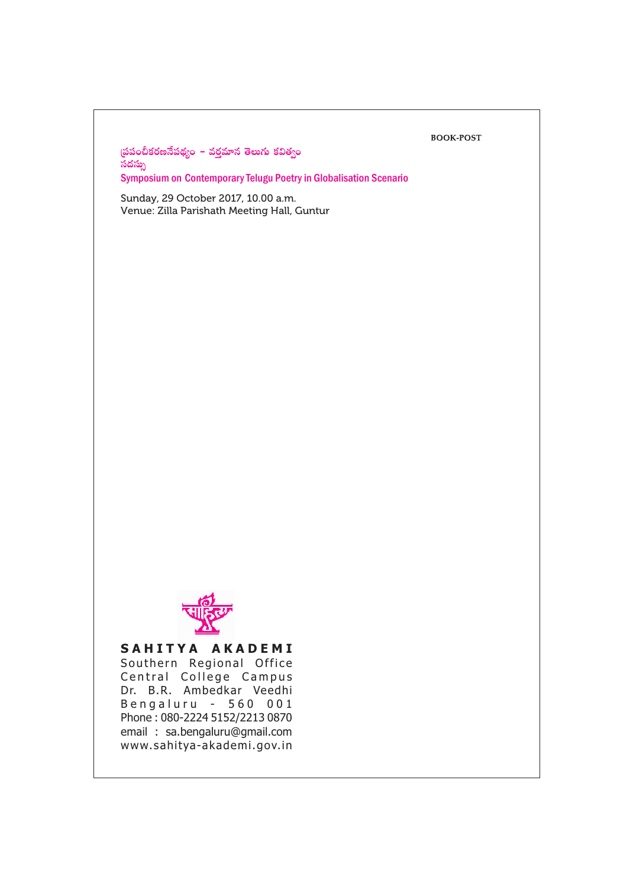BOOK-POST

ప్రపంచీకరణనేపథ్యం – వర్తమాన తెలుగు కవిత్వం
సదస్సు

Symposium on Contemporary Telugu Poetry in Globalisation Scenario

Sunday, 29 October 2017, 10.00 a.m.
Venue: Zilla Parishath Meeting Hall, Guntur

**SAHITYA AKADEMI**
Southern Regional Office
Central College Campus
Dr. B.R. Ambedkar Veedhi
Bengaluru - 560 001
Phone : 080-2224 5152/2213 0870
email : sa.bengaluru@gmail.com
www.sahitya-akademi.gov.in